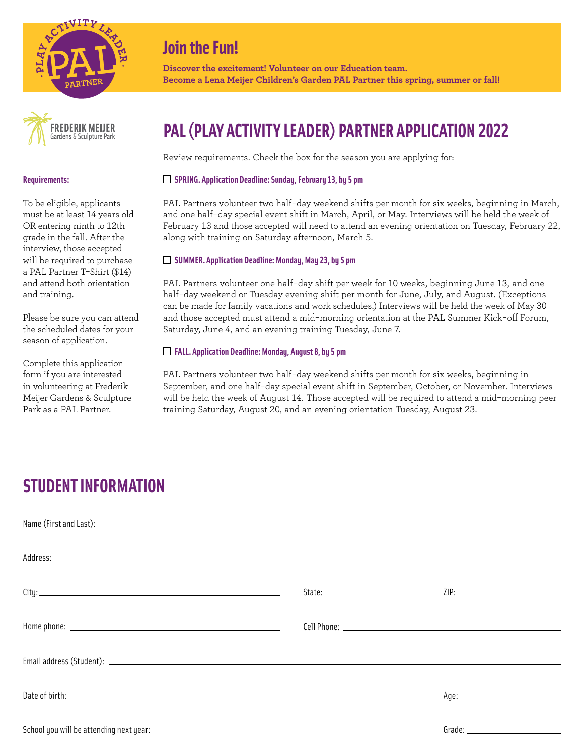PLAY ACTIVITY LEADER · PAL · PARTNER

## Join the Fun!

**Discover the excitement! Volunteer on our Education team.**
**Become a Lena Meijer Children's Garden PAL Partner this spring, summer or fall!**

FREDERIK MEIJER Gardens & Sculpture Park

# PAL (PLAY ACTIVITY LEADER) PARTNER APPLICATION 2022

**Requirements:**

To be eligible, applicants must be at least 14 years old OR entering ninth to 12th grade in the fall. After the interview, those accepted will be required to purchase a PAL Partner T-Shirt ($14) and attend both orientation and training.

Please be sure you can attend the scheduled dates for your season of application.

Complete this application form if you are interested in volunteering at Frederik Meijer Gardens & Sculpture Park as a PAL Partner.

Review requirements. Check the box for the season you are applying for:

☐ **SPRING. Application Deadline: Sunday, February 13, by 5 pm**

PAL Partners volunteer two half-day weekend shifts per month for six weeks, beginning in March, and one half-day special event shift in March, April, or May. Interviews will be held the week of February 13 and those accepted will need to attend an evening orientation on Tuesday, February 22, along with training on Saturday afternoon, March 5.

☐ **SUMMER. Application Deadline: Monday, May 23, by 5 pm**

PAL Partners volunteer one half-day shift per week for 10 weeks, beginning June 13, and one half-day weekend or Tuesday evening shift per month for June, July, and August. (Exceptions can be made for family vacations and work schedules.) Interviews will be held the week of May 30 and those accepted must attend a mid-morning orientation at the PAL Summer Kick-off Forum, Saturday, June 4, and an evening training Tuesday, June 7.

☐ **FALL. Application Deadline: Monday, August 8, by 5 pm**

PAL Partners volunteer two half-day weekend shifts per month for six weeks, beginning in September, and one half-day special event shift in September, October, or November. Interviews will be held the week of August 14. Those accepted will be required to attend a mid-morning peer training Saturday, August 20, and an evening orientation Tuesday, August 23.

## STUDENT INFORMATION

Name (First and Last): ____________________

Address: ____________________

City: ____________________ State: ____________________ ZIP: ____________________

Home phone: ____________________ Cell Phone: ____________________

Email address (Student): ____________________

Date of birth: ____________________ Age: ____________________

School you will be attending next year: ____________________ Grade: ____________________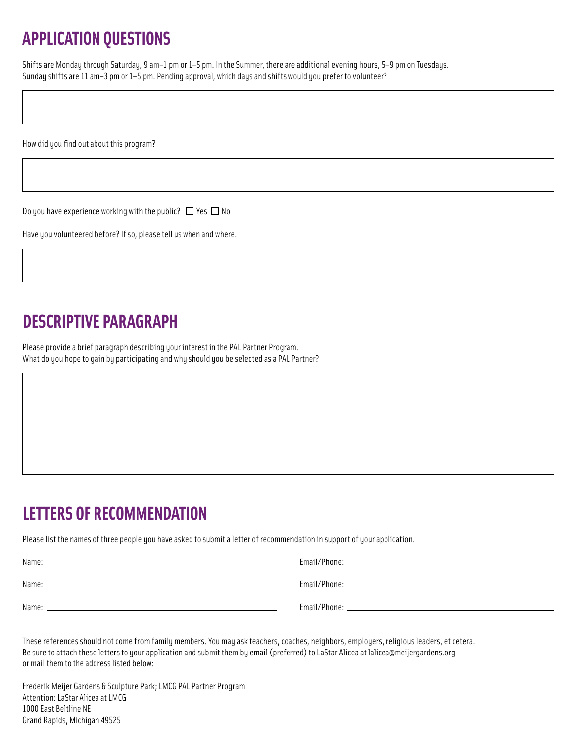## APPLICATION QUESTIONS

Shifts are Monday through Saturday, 9 am–1 pm or 1–5 pm. In the Summer, there are additional evening hours, 5–9 pm on Tuesdays. Sunday shifts are 11 am–3 pm or 1–5 pm. Pending approval, which days and shifts would you prefer to volunteer?

How did you find out about this program?

Do you have experience working with the public? ☐ Yes ☐ No

Have you volunteered before? If so, please tell us when and where.

## DESCRIPTIVE PARAGRAPH

Please provide a brief paragraph describing your interest in the PAL Partner Program.
What do you hope to gain by participating and why should you be selected as a PAL Partner?

## LETTERS OF RECOMMENDATION

Please list the names of three people you have asked to submit a letter of recommendation in support of your application.

Name: ______________________ Email/Phone: ______________________

Name: ______________________ Email/Phone: ______________________

Name: ______________________ Email/Phone: ______________________

These references should not come from family members. You may ask teachers, coaches, neighbors, employers, religious leaders, et cetera. Be sure to attach these letters to your application and submit them by email (preferred) to LaStar Alicea at lalicea@meijergardens.org or mail them to the address listed below:

Frederik Meijer Gardens & Sculpture Park; LMCG PAL Partner Program
Attention: LaStar Alicea at LMCG
1000 East Beltline NE
Grand Rapids, Michigan 49525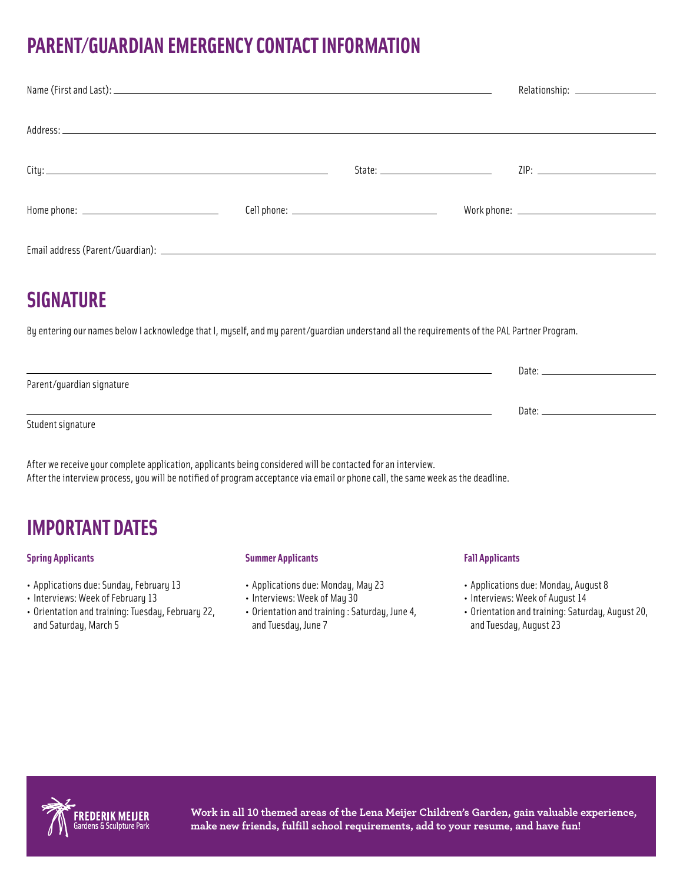## PARENT/GUARDIAN EMERGENCY CONTACT INFORMATION

Name (First and Last): ______________________________ Relationship: ______________

Address: ______________________________

City: ______________________________ State: ______________ ZIP: ______________

Home phone: ______________ Cell phone: ______________ Work phone: ______________

Email address (Parent/Guardian): ______________________________

## SIGNATURE

By entering our names below I acknowledge that I, myself, and my parent/guardian understand all the requirements of the PAL Partner Program.

______________________________ Date: ______________
Parent/guardian signature

______________________________ Date: ______________
Student signature

After we receive your complete application, applicants being considered will be contacted for an interview.
After the interview process, you will be notified of program acceptance via email or phone call, the same week as the deadline.

## IMPORTANT DATES

### Spring Applicants

- Applications due: Sunday, February 13
- Interviews: Week of February 13
- Orientation and training: Tuesday, February 22, and Saturday, March 5

### Summer Applicants

- Applications due: Monday, May 23
- Interviews: Week of May 30
- Orientation and training : Saturday, June 4, and Tuesday, June 7

### Fall Applicants

- Applications due: Monday, August 8
- Interviews: Week of August 14
- Orientation and training: Saturday, August 20, and Tuesday, August 23

FREDERIK MEIJER
Gardens & Sculpture Park

**Work in all 10 themed areas of the Lena Meijer Children's Garden, gain valuable experience, make new friends, fulfill school requirements, add to your resume, and have fun!**